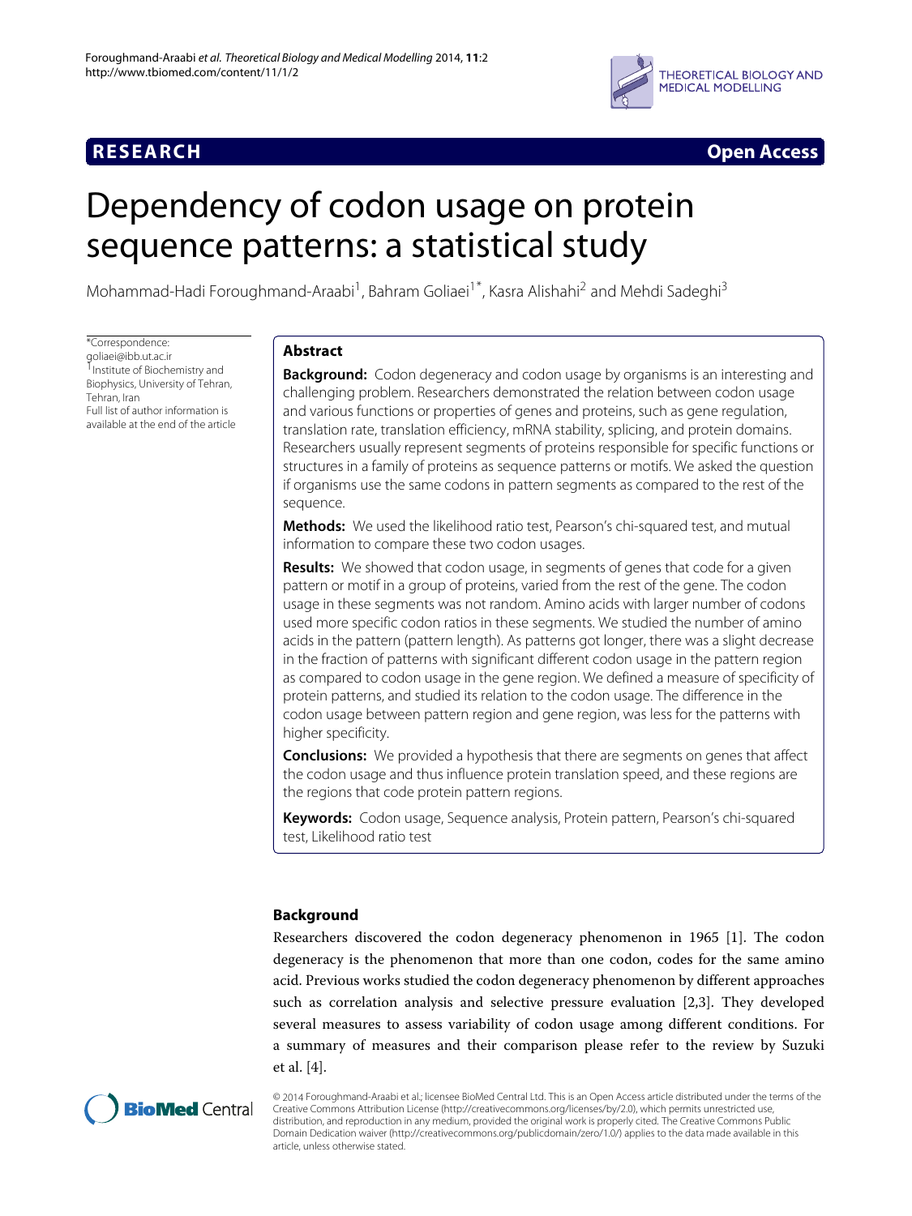**RESEARCH** **Open Access**

# Dependency of codon usage on protein sequence patterns: a statistical study

Mohammad-Hadi Foroughmand-Araabi[1], Bahram Goliaei[1*], Kasra Alishahi[2] and Mehdi Sadeghi[3]

*Correspondence: goliaei@ibb.ut.ac.ir
[1]Institute of Biochemistry and Biophysics, University of Tehran, Tehran, Iran
Full list of author information is available at the end of the article

## Abstract

**Background:** Codon degeneracy and codon usage by organisms is an interesting and challenging problem. Researchers demonstrated the relation between codon usage and various functions or properties of genes and proteins, such as gene regulation, translation rate, translation efficiency, mRNA stability, splicing, and protein domains. Researchers usually represent segments of proteins responsible for specific functions or structures in a family of proteins as sequence patterns or motifs. We asked the question if organisms use the same codons in pattern segments as compared to the rest of the sequence.

**Methods:** We used the likelihood ratio test, Pearson's chi-squared test, and mutual information to compare these two codon usages.

**Results:** We showed that codon usage, in segments of genes that code for a given pattern or motif in a group of proteins, varied from the rest of the gene. The codon usage in these segments was not random. Amino acids with larger number of codons used more specific codon ratios in these segments. We studied the number of amino acids in the pattern (pattern length). As patterns got longer, there was a slight decrease in the fraction of patterns with significant different codon usage in the pattern region as compared to codon usage in the gene region. We defined a measure of specificity of protein patterns, and studied its relation to the codon usage. The difference in the codon usage between pattern region and gene region, was less for the patterns with higher specificity.

**Conclusions:** We provided a hypothesis that there are segments on genes that affect the codon usage and thus influence protein translation speed, and these regions are the regions that code protein pattern regions.

**Keywords:** Codon usage, Sequence analysis, Protein pattern, Pearson's chi-squared test, Likelihood ratio test

## Background

Researchers discovered the codon degeneracy phenomenon in 1965 [1]. The codon degeneracy is the phenomenon that more than one codon, codes for the same amino acid. Previous works studied the codon degeneracy phenomenon by different approaches such as correlation analysis and selective pressure evaluation [2,3]. They developed several measures to assess variability of codon usage among different conditions. For a summary of measures and their comparison please refer to the review by Suzuki et al. [4].

© 2014 Foroughmand-Araabi et al.; licensee BioMed Central Ltd. This is an Open Access article distributed under the terms of the Creative Commons Attribution License (http://creativecommons.org/licenses/by/2.0), which permits unrestricted use, distribution, and reproduction in any medium, provided the original work is properly cited. The Creative Commons Public Domain Dedication waiver (http://creativecommons.org/publicdomain/zero/1.0/) applies to the data made available in this article, unless otherwise stated.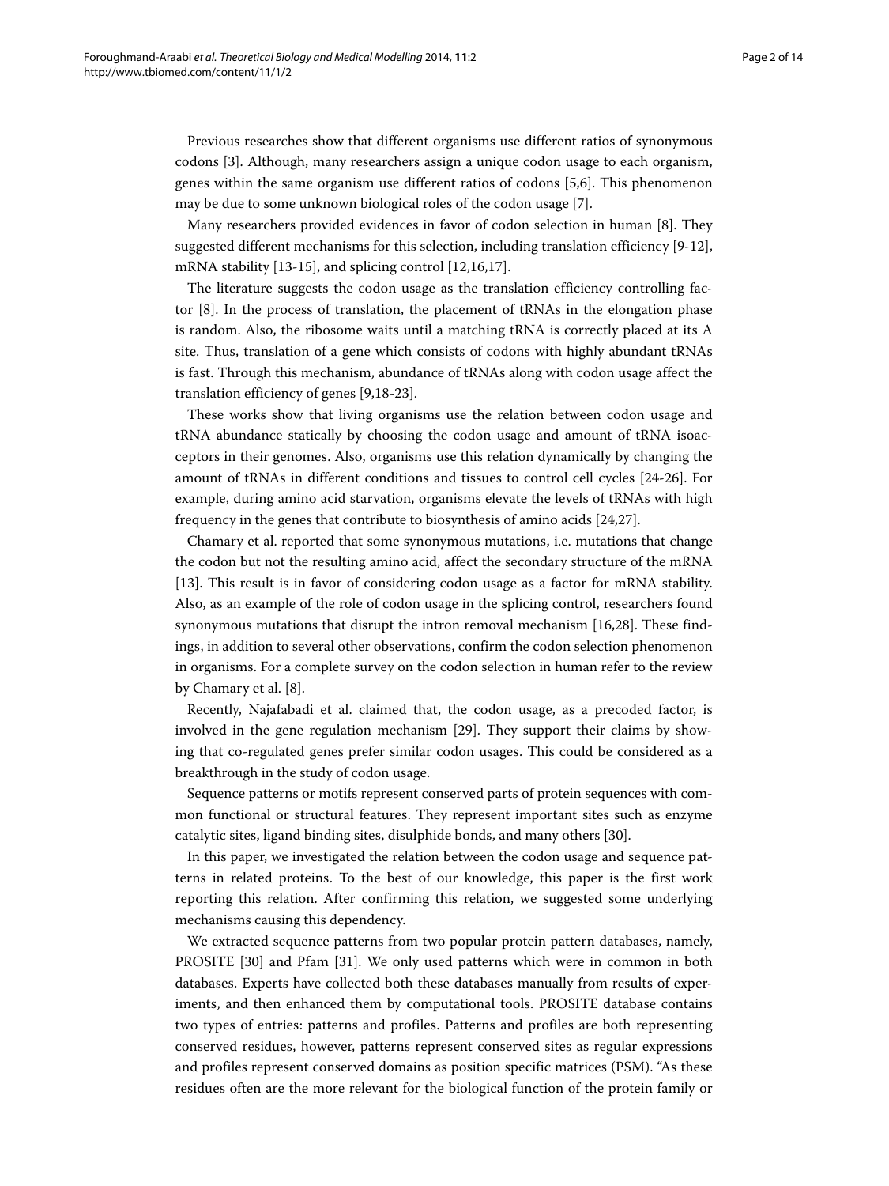Previous researches show that different organisms use different ratios of synonymous codons [3]. Although, many researchers assign a unique codon usage to each organism, genes within the same organism use different ratios of codons [5,6]. This phenomenon may be due to some unknown biological roles of the codon usage [7].

Many researchers provided evidences in favor of codon selection in human [8]. They suggested different mechanisms for this selection, including translation efficiency [9-12], mRNA stability [13-15], and splicing control [12,16,17].

The literature suggests the codon usage as the translation efficiency controlling factor [8]. In the process of translation, the placement of tRNAs in the elongation phase is random. Also, the ribosome waits until a matching tRNA is correctly placed at its A site. Thus, translation of a gene which consists of codons with highly abundant tRNAs is fast. Through this mechanism, abundance of tRNAs along with codon usage affect the translation efficiency of genes [9,18-23].

These works show that living organisms use the relation between codon usage and tRNA abundance statically by choosing the codon usage and amount of tRNA isoacceptors in their genomes. Also, organisms use this relation dynamically by changing the amount of tRNAs in different conditions and tissues to control cell cycles [24-26]. For example, during amino acid starvation, organisms elevate the levels of tRNAs with high frequency in the genes that contribute to biosynthesis of amino acids [24,27].

Chamary et al. reported that some synonymous mutations, i.e. mutations that change the codon but not the resulting amino acid, affect the secondary structure of the mRNA [13]. This result is in favor of considering codon usage as a factor for mRNA stability. Also, as an example of the role of codon usage in the splicing control, researchers found synonymous mutations that disrupt the intron removal mechanism [16,28]. These findings, in addition to several other observations, confirm the codon selection phenomenon in organisms. For a complete survey on the codon selection in human refer to the review by Chamary et al. [8].

Recently, Najafabadi et al. claimed that, the codon usage, as a precoded factor, is involved in the gene regulation mechanism [29]. They support their claims by showing that co-regulated genes prefer similar codon usages. This could be considered as a breakthrough in the study of codon usage.

Sequence patterns or motifs represent conserved parts of protein sequences with common functional or structural features. They represent important sites such as enzyme catalytic sites, ligand binding sites, disulphide bonds, and many others [30].

In this paper, we investigated the relation between the codon usage and sequence patterns in related proteins. To the best of our knowledge, this paper is the first work reporting this relation. After confirming this relation, we suggested some underlying mechanisms causing this dependency.

We extracted sequence patterns from two popular protein pattern databases, namely, PROSITE [30] and Pfam [31]. We only used patterns which were in common in both databases. Experts have collected both these databases manually from results of experiments, and then enhanced them by computational tools. PROSITE database contains two types of entries: patterns and profiles. Patterns and profiles are both representing conserved residues, however, patterns represent conserved sites as regular expressions and profiles represent conserved domains as position specific matrices (PSM). "As these residues often are the more relevant for the biological function of the protein family or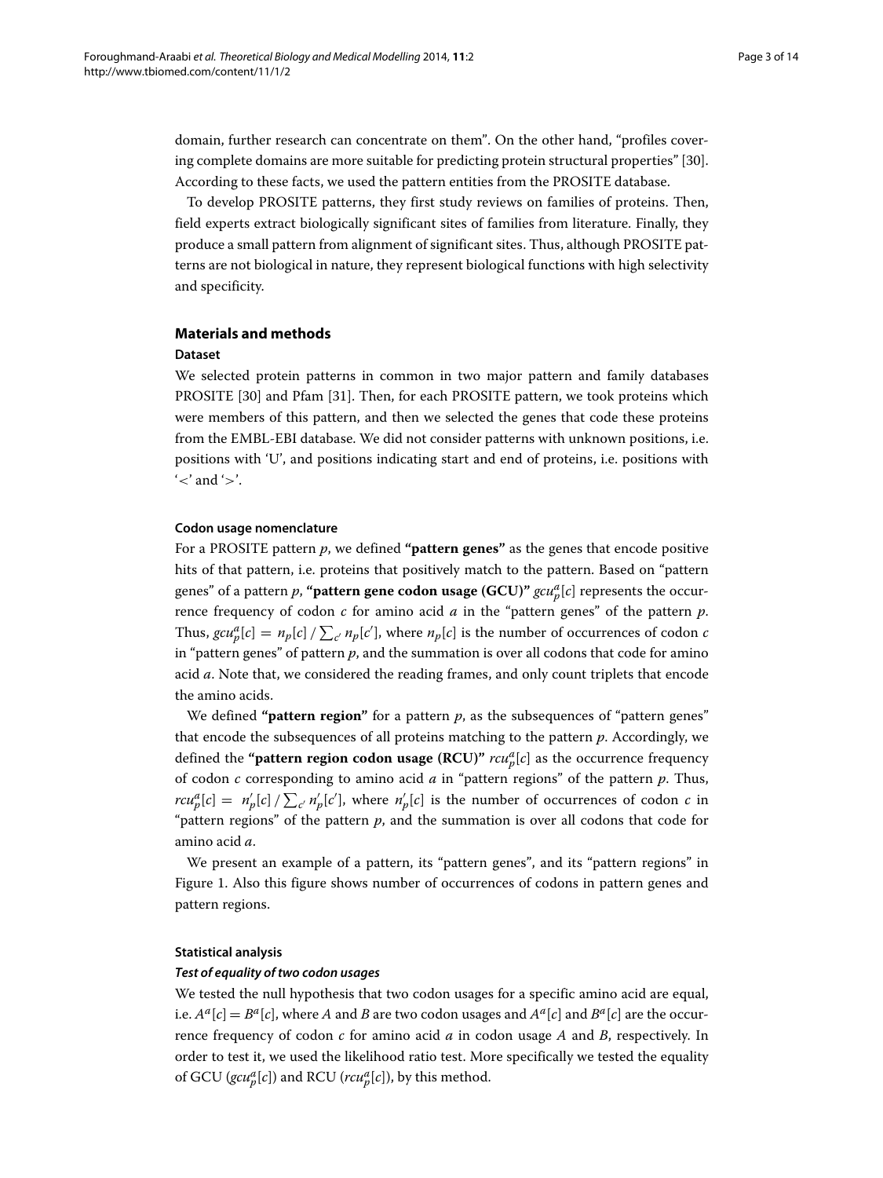domain, further research can concentrate on them". On the other hand, "profiles covering complete domains are more suitable for predicting protein structural properties" [30]. According to these facts, we used the pattern entities from the PROSITE database.

To develop PROSITE patterns, they first study reviews on families of proteins. Then, field experts extract biologically significant sites of families from literature. Finally, they produce a small pattern from alignment of significant sites. Thus, although PROSITE patterns are not biological in nature, they represent biological functions with high selectivity and specificity.

## Materials and methods

### Dataset

We selected protein patterns in common in two major pattern and family databases PROSITE [30] and Pfam [31]. Then, for each PROSITE pattern, we took proteins which were members of this pattern, and then we selected the genes that code these proteins from the EMBL-EBI database. We did not consider patterns with unknown positions, i.e. positions with 'U', and positions indicating start and end of proteins, i.e. positions with '<' and '>'.

#### Codon usage nomenclature

For a PROSITE pattern $p$, we defined **"pattern genes"** as the genes that encode positive hits of that pattern, i.e. proteins that positively match to the pattern. Based on "pattern genes" of a pattern $p$, **"pattern gene codon usage (GCU)"** $gcu_p^a[c]$ represents the occurrence frequency of codon $c$ for amino acid $a$ in the "pattern genes" of the pattern $p$. Thus, $gcu_p^a[c] = n_p[c] \,/\, \sum_{c'} n_p[c']$, where $n_p[c]$ is the number of occurrences of codon $c$ in "pattern genes" of pattern $p$, and the summation is over all codons that code for amino acid $a$. Note that, we considered the reading frames, and only count triplets that encode the amino acids.

We defined **"pattern region"** for a pattern $p$, as the subsequences of "pattern genes" that encode the subsequences of all proteins matching to the pattern $p$. Accordingly, we defined the **"pattern region codon usage (RCU)"** $rcu_p^a[c]$ as the occurrence frequency of codon $c$ corresponding to amino acid $a$ in "pattern regions" of the pattern $p$. Thus, $rcu_p^a[c] = n'_p[c] \,/\, \sum_{c'} n'_p[c']$, where $n'_p[c]$ is the number of occurrences of codon $c$ in "pattern regions" of the pattern $p$, and the summation is over all codons that code for amino acid $a$.

We present an example of a pattern, its "pattern genes", and its "pattern regions" in Figure 1. Also this figure shows number of occurrences of codons in pattern genes and pattern regions.

#### Statistical analysis

##### *Test of equality of two codon usages*

We tested the null hypothesis that two codon usages for a specific amino acid are equal, i.e. $A^a[c] = B^a[c]$, where $A$ and $B$ are two codon usages and $A^a[c]$ and $B^a[c]$ are the occurrence frequency of codon $c$ for amino acid $a$ in codon usage $A$ and $B$, respectively. In order to test it, we used the likelihood ratio test. More specifically we tested the equality of GCU ($gcu_p^a[c]$) and RCU ($rcu_p^a[c]$), by this method.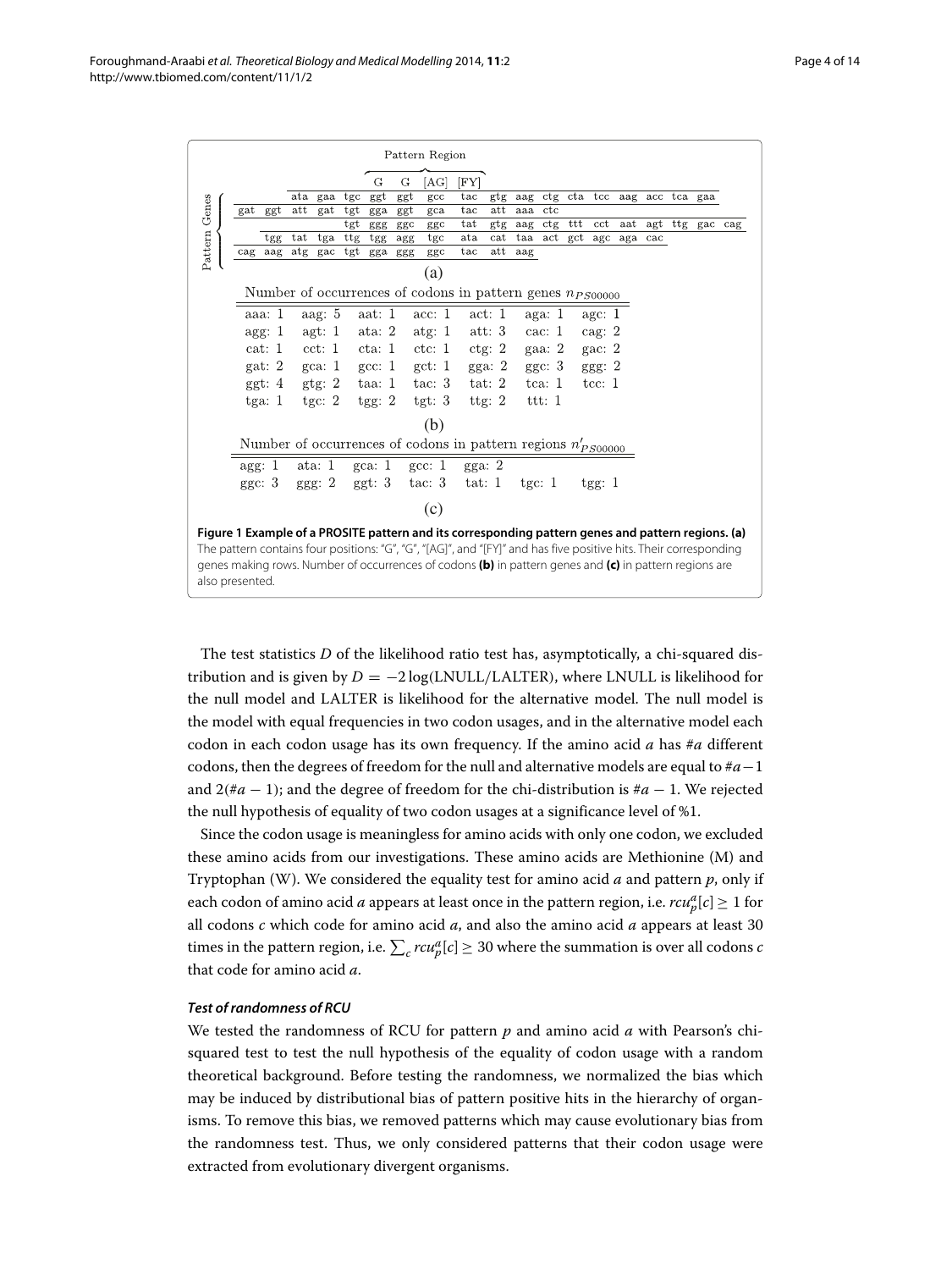Pattern Region

| | | | | | G | G | [AG] | [FY] | | | | | | | | | | |
|---|---|---|---|---|---|---|---|---|---|---|---|---|---|---|---|---|---|---|
| | | ata | gaa | tgc | ggt | ggt | gcc | tac | gtg | aag | ctg | cta | tcc | aag | acc | tca | gaa | |
| gat | ggt | att | gat | tgt | gga | ggt | gca | tac | att | aaa | ctc | | | | | | | |
| | | | | tgt | ggg | ggc | ggc | tat | gtg | aag | ctg | ttt | cct | aat | agt | ttg | gac | cag |
| | tgg | tat | tga | ttg | tgg | agg | tgc | ata | cat | taa | act | gct | agc | aga | cac | | | |
| cag | aag | atg | gac | tgt | gga | ggg | ggc | tac | att | aag | | | | | | | | |

(a)

Number of occurrences of codons in pattern genes $n_{PS00000}$

| | | | | | | |
|---|---|---|---|---|---|---|
| aaa: 1 | aag: 5 | aat: 1 | acc: 1 | act: 1 | aga: 1 | agc: 1 |
| agg: 1 | agt: 1 | ata: 2 | atg: 1 | att: 3 | cac: 1 | cag: 2 |
| cat: 1 | cct: 1 | cta: 1 | ctc: 1 | ctg: 2 | gaa: 2 | gac: 2 |
| gat: 2 | gca: 1 | gcc: 1 | gct: 1 | gga: 2 | ggc: 3 | ggg: 2 |
| ggt: 4 | gtg: 2 | taa: 1 | tac: 3 | tat: 2 | tca: 1 | tcc: 1 |
| tga: 1 | tgc: 2 | tgg: 2 | tgt: 3 | ttg: 2 | ttt: 1 | |

(b)

Number of occurrences of codons in pattern regions $n'_{PS00000}$

| | | | | | | |
|---|---|---|---|---|---|---|
| agg: 1 | ata: 1 | gca: 1 | gcc: 1 | gga: 2 | | |
| ggc: 3 | ggg: 2 | ggt: 3 | tac: 3 | tat: 1 | tgc: 1 | tgg: 1 |

(c)

**Figure 1 Example of a PROSITE pattern and its corresponding pattern genes and pattern regions. (a)** The pattern contains four positions: "G", "G", "[AG]", and "[FY]" and has five positive hits. Their corresponding genes making rows. Number of occurrences of codons **(b)** in pattern genes and **(c)** in pattern regions are also presented.

The test statistics $D$ of the likelihood ratio test has, asymptotically, a chi-squared distribution and is given by $D = -2\log(\text{LNULL}/\text{LALTER})$, where LNULL is likelihood for the null model and LALTER is likelihood for the alternative model. The null model is the model with equal frequencies in two codon usages, and in the alternative model each codon in each codon usage has its own frequency. If the amino acid $a$ has $\#a$ different codons, then the degrees of freedom for the null and alternative models are equal to $\#a - 1$ and $2(\#a - 1)$; and the degree of freedom for the chi-distribution is $\#a - 1$. We rejected the null hypothesis of equality of two codon usages at a significance level of %1.

Since the codon usage is meaningless for amino acids with only one codon, we excluded these amino acids from our investigations. These amino acids are Methionine (M) and Tryptophan (W). We considered the equality test for amino acid $a$ and pattern $p$, only if each codon of amino acid $a$ appears at least once in the pattern region, i.e. $rcu_p^a[c] \geq 1$ for all codons $c$ which code for amino acid $a$, and also the amino acid $a$ appears at least 30 times in the pattern region, i.e. $\sum_c rcu_p^a[c] \geq 30$ where the summation is over all codons $c$ that code for amino acid $a$.

#### *Test of randomness of RCU*

We tested the randomness of RCU for pattern $p$ and amino acid $a$ with Pearson's chi-squared test to test the null hypothesis of the equality of codon usage with a random theoretical background. Before testing the randomness, we normalized the bias which may be induced by distributional bias of pattern positive hits in the hierarchy of organisms. To remove this bias, we removed patterns which may cause evolutionary bias from the randomness test. Thus, we only considered patterns that their codon usage were extracted from evolutionary divergent organisms.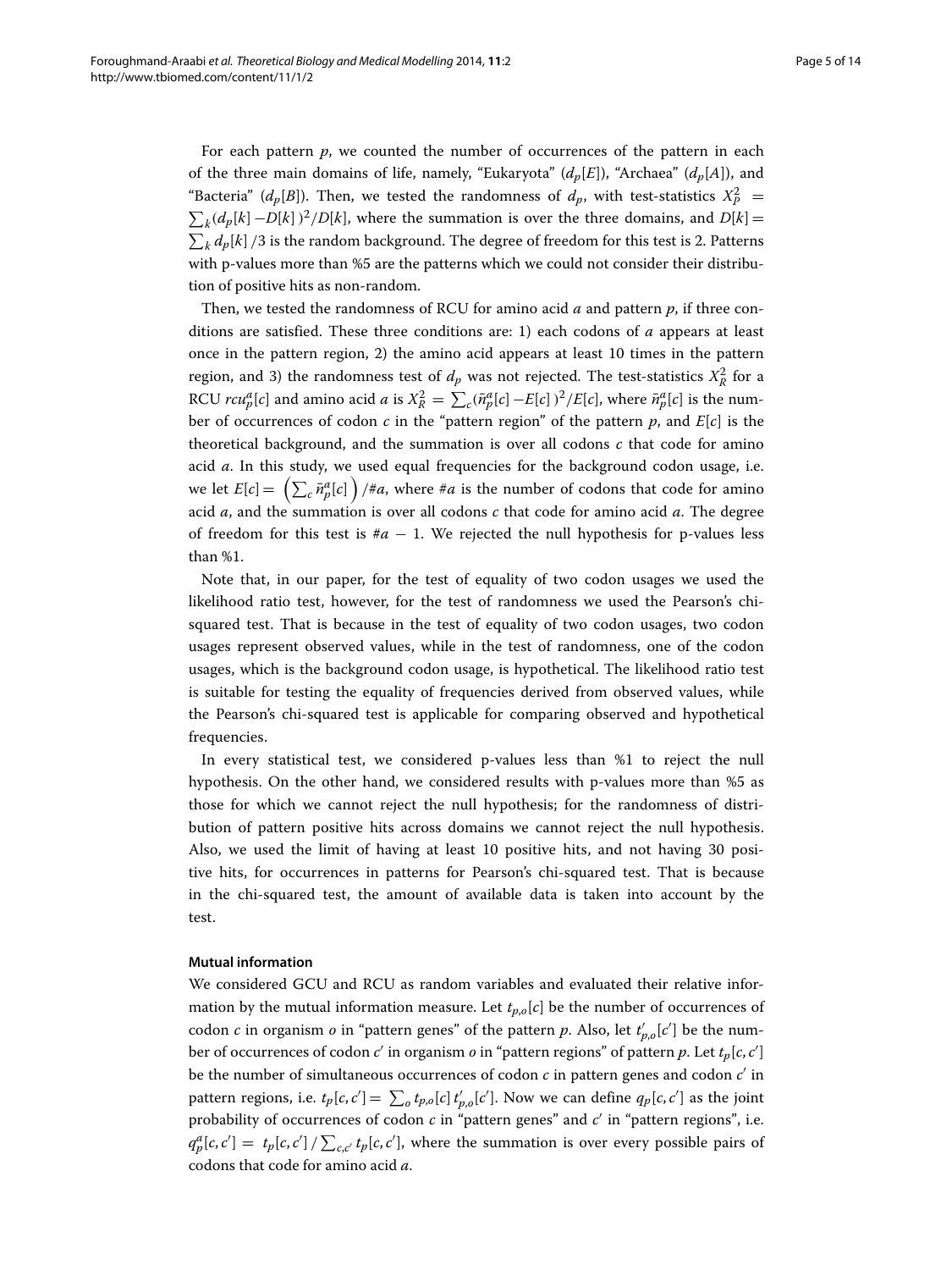For each pattern $p$, we counted the number of occurrences of the pattern in each of the three main domains of life, namely, "Eukaryota" ($d_p[E]$), "Archaea" ($d_p[A]$), and "Bacteria" ($d_p[B]$). Then, we tested the randomness of $d_p$, with test-statistics $X_P^2 = \sum_k (d_p[k] - D[k])^2 / D[k]$, where the summation is over the three domains, and $D[k] = \sum_k d_p[k]/3$ is the random background. The degree of freedom for this test is 2. Patterns with p-values more than %5 are the patterns which we could not consider their distribution of positive hits as non-random.

Then, we tested the randomness of RCU for amino acid $a$ and pattern $p$, if three conditions are satisfied. These three conditions are: 1) each codons of $a$ appears at least once in the pattern region, 2) the amino acid appears at least 10 times in the pattern region, and 3) the randomness test of $d_p$ was not rejected. The test-statistics $X_R^2$ for a RCU $rcu_p^a[c]$ and amino acid $a$ is $X_R^2 = \sum_c (\bar{n}_p^a[c] - E[c])^2 / E[c]$, where $\bar{n}_p^a[c]$ is the number of occurrences of codon $c$ in the "pattern region" of the pattern $p$, and $E[c]$ is the theoretical background, and the summation is over all codons $c$ that code for amino acid $a$. In this study, we used equal frequencies for the background codon usage, i.e. we let $E[c] = \left( \sum_c \bar{n}_p^a[c] \right) / \#a$, where $\#a$ is the number of codons that code for amino acid $a$, and the summation is over all codons $c$ that code for amino acid $a$. The degree of freedom for this test is $\#a - 1$. We rejected the null hypothesis for p-values less than %1.

Note that, in our paper, for the test of equality of two codon usages we used the likelihood ratio test, however, for the test of randomness we used the Pearson's chi-squared test. That is because in the test of equality of two codon usages, two codon usages represent observed values, while in the test of randomness, one of the codon usages, which is the background codon usage, is hypothetical. The likelihood ratio test is suitable for testing the equality of frequencies derived from observed values, while the Pearson's chi-squared test is applicable for comparing observed and hypothetical frequencies.

In every statistical test, we considered p-values less than %1 to reject the null hypothesis. On the other hand, we considered results with p-values more than %5 as those for which we cannot reject the null hypothesis; for the randomness of distribution of pattern positive hits across domains we cannot reject the null hypothesis. Also, we used the limit of having at least 10 positive hits, and not having 30 positive hits, for occurrences in patterns for Pearson's chi-squared test. That is because in the chi-squared test, the amount of available data is taken into account by the test.

#### Mutual information

We considered GCU and RCU as random variables and evaluated their relative information by the mutual information measure. Let $t_{p,o}[c]$ be the number of occurrences of codon $c$ in organism $o$ in "pattern genes" of the pattern $p$. Also, let $t'_{p,o}[c']$ be the number of occurrences of codon $c'$ in organism $o$ in "pattern regions" of pattern $p$. Let $t_p[c, c']$ be the number of simultaneous occurrences of codon $c$ in pattern genes and codon $c'$ in pattern regions, i.e. $t_p[c, c'] = \sum_o t_{p,o}[c]\, t'_{p,o}[c']$. Now we can define $q_p[c, c']$ as the joint probability of occurrences of codon $c$ in "pattern genes" and $c'$ in "pattern regions", i.e. $q_p^a[c, c'] = t_p[c, c'] / \sum_{c,c'} t_p[c, c']$, where the summation is over every possible pairs of codons that code for amino acid $a$.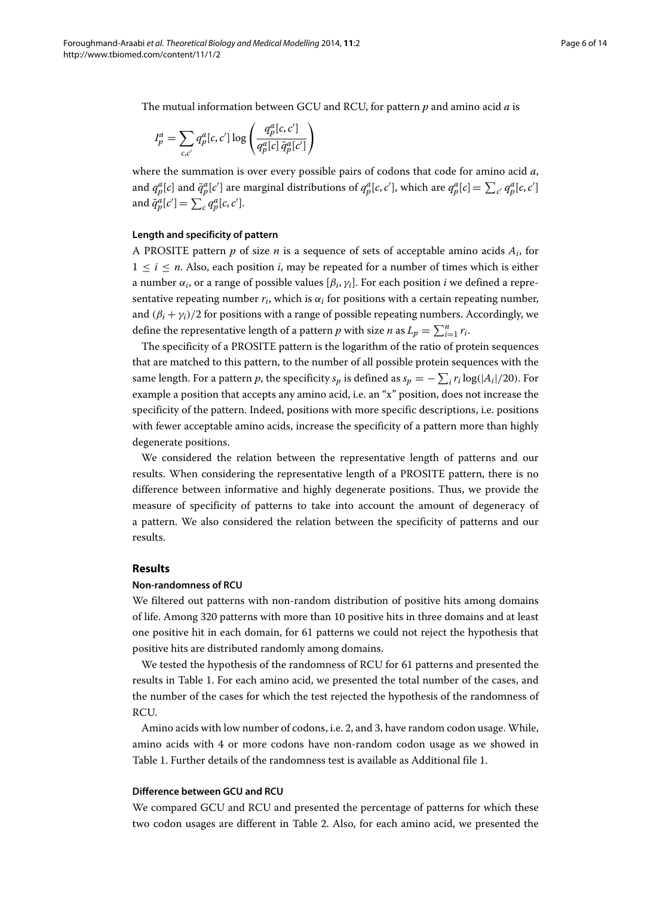The mutual information between GCU and RCU, for pattern $p$ and amino acid $a$ is

$$I_p^a = \sum_{c,c'} q_p^a[c,c'] \log \left( \frac{q_p^a[c,c']}{q_p^a[c]\, \bar{q}_p^a[c']} \right)$$

where the summation is over every possible pairs of codons that code for amino acid $a$, and $q_p^a[c]$ and $\bar{q}_p^a[c']$ are marginal distributions of $q_p^a[c,c']$, which are $q_p^a[c] = \sum_{c'} q_p^a[c,c']$ and $\bar{q}_p^a[c'] = \sum_c q_p^a[c,c']$.

### Length and specificity of pattern

A PROSITE pattern $p$ of size $n$ is a sequence of sets of acceptable amino acids $A_i$, for $1 \leq i \leq n$. Also, each position $i$, may be repeated for a number of times which is either a number $\alpha_i$, or a range of possible values $[\beta_i, \gamma_i]$. For each position $i$ we defined a representative repeating number $r_i$, which is $\alpha_i$ for positions with a certain repeating number, and $(\beta_i + \gamma_i)/2$ for positions with a range of possible repeating numbers. Accordingly, we define the representative length of a pattern $p$ with size $n$ as $L_p = \sum_{i=1}^{n} r_i$.

The specificity of a PROSITE pattern is the logarithm of the ratio of protein sequences that are matched to this pattern, to the number of all possible protein sequences with the same length. For a pattern $p$, the specificity $s_p$ is defined as $s_p = -\sum_i r_i \log(|A_i|/20)$. For example a position that accepts any amino acid, i.e. an "x" position, does not increase the specificity of the pattern. Indeed, positions with more specific descriptions, i.e. positions with fewer acceptable amino acids, increase the specificity of a pattern more than highly degenerate positions.

We considered the relation between the representative length of patterns and our results. When considering the representative length of a PROSITE pattern, there is no difference between informative and highly degenerate positions. Thus, we provide the measure of specificity of patterns to take into account the amount of degeneracy of a pattern. We also considered the relation between the specificity of patterns and our results.

## Results

### Non-randomness of RCU

We filtered out patterns with non-random distribution of positive hits among domains of life. Among 320 patterns with more than 10 positive hits in three domains and at least one positive hit in each domain, for 61 patterns we could not reject the hypothesis that positive hits are distributed randomly among domains.

We tested the hypothesis of the randomness of RCU for 61 patterns and presented the results in Table 1. For each amino acid, we presented the total number of the cases, and the number of the cases for which the test rejected the hypothesis of the randomness of RCU.

Amino acids with low number of codons, i.e. 2, and 3, have random codon usage. While, amino acids with 4 or more codons have non-random codon usage as we showed in Table 1. Further details of the randomness test is available as Additional file 1.

### Difference between GCU and RCU

We compared GCU and RCU and presented the percentage of patterns for which these two codon usages are different in Table 2. Also, for each amino acid, we presented the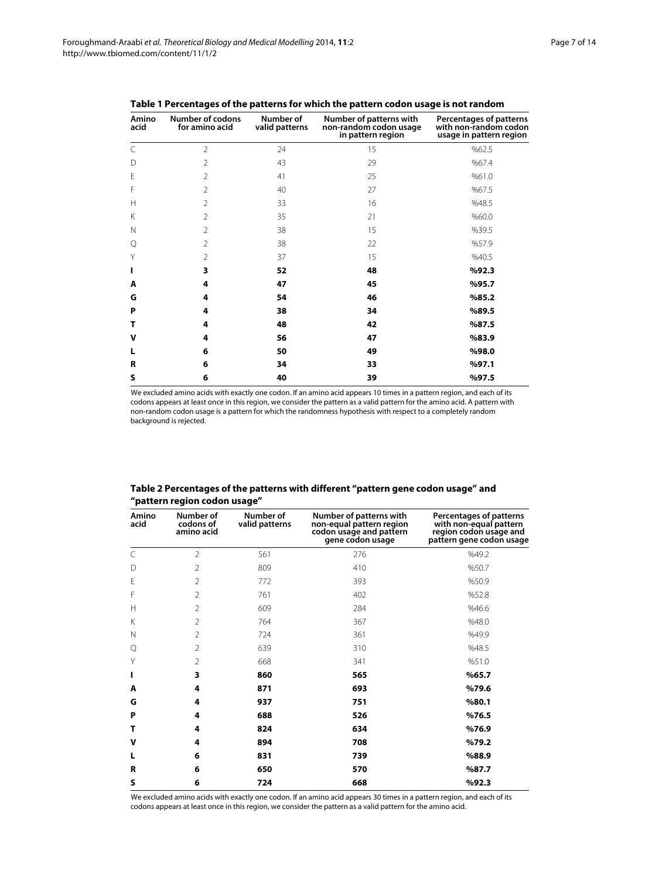**Table 1 Percentages of the patterns for which the pattern codon usage is not random**

| Amino acid | Number of codons for amino acid | Number of valid patterns | Number of patterns with non-random codon usage in pattern region | Percentages of patterns with non-random codon usage in pattern region |
|---|---|---|---|---|
| C | 2 | 24 | 15 | %62.5 |
| D | 2 | 43 | 29 | %67.4 |
| E | 2 | 41 | 25 | %61.0 |
| F | 2 | 40 | 27 | %67.5 |
| H | 2 | 33 | 16 | %48.5 |
| K | 2 | 35 | 21 | %60.0 |
| N | 2 | 38 | 15 | %39.5 |
| Q | 2 | 38 | 22 | %57.9 |
| Y | 2 | 37 | 15 | %40.5 |
| **I** | **3** | **52** | **48** | **%92.3** |
| **A** | **4** | **47** | **45** | **%95.7** |
| **G** | **4** | **54** | **46** | **%85.2** |
| **P** | **4** | **38** | **34** | **%89.5** |
| **T** | **4** | **48** | **42** | **%87.5** |
| **V** | **4** | **56** | **47** | **%83.9** |
| **L** | **6** | **50** | **49** | **%98.0** |
| **R** | **6** | **34** | **33** | **%97.1** |
| **S** | **6** | **40** | **39** | **%97.5** |

We excluded amino acids with exactly one codon. If an amino acid appears 10 times in a pattern region, and each of its codons appears at least once in this region, we consider the pattern as a valid pattern for the amino acid. A pattern with non-random codon usage is a pattern for which the randomness hypothesis with respect to a completely random background is rejected.

**Table 2 Percentages of the patterns with different "pattern gene codon usage" and "pattern region codon usage"**

| Amino acid | Number of codons of amino acid | Number of valid patterns | Number of patterns with non-equal pattern region codon usage and pattern gene codon usage | Percentages of patterns with non-equal pattern region codon usage and pattern gene codon usage |
|---|---|---|---|---|
| C | 2 | 561 | 276 | %49.2 |
| D | 2 | 809 | 410 | %50.7 |
| E | 2 | 772 | 393 | %50.9 |
| F | 2 | 761 | 402 | %52.8 |
| H | 2 | 609 | 284 | %46.6 |
| K | 2 | 764 | 367 | %48.0 |
| N | 2 | 724 | 361 | %49.9 |
| Q | 2 | 639 | 310 | %48.5 |
| Y | 2 | 668 | 341 | %51.0 |
| **I** | **3** | **860** | **565** | **%65.7** |
| **A** | **4** | **871** | **693** | **%79.6** |
| **G** | **4** | **937** | **751** | **%80.1** |
| **P** | **4** | **688** | **526** | **%76.5** |
| **T** | **4** | **824** | **634** | **%76.9** |
| **V** | **4** | **894** | **708** | **%79.2** |
| **L** | **6** | **831** | **739** | **%88.9** |
| **R** | **6** | **650** | **570** | **%87.7** |
| **S** | **6** | **724** | **668** | **%92.3** |

We excluded amino acids with exactly one codon. If an amino acid appears 30 times in a pattern region, and each of its codons appears at least once in this region, we consider the pattern as a valid pattern for the amino acid.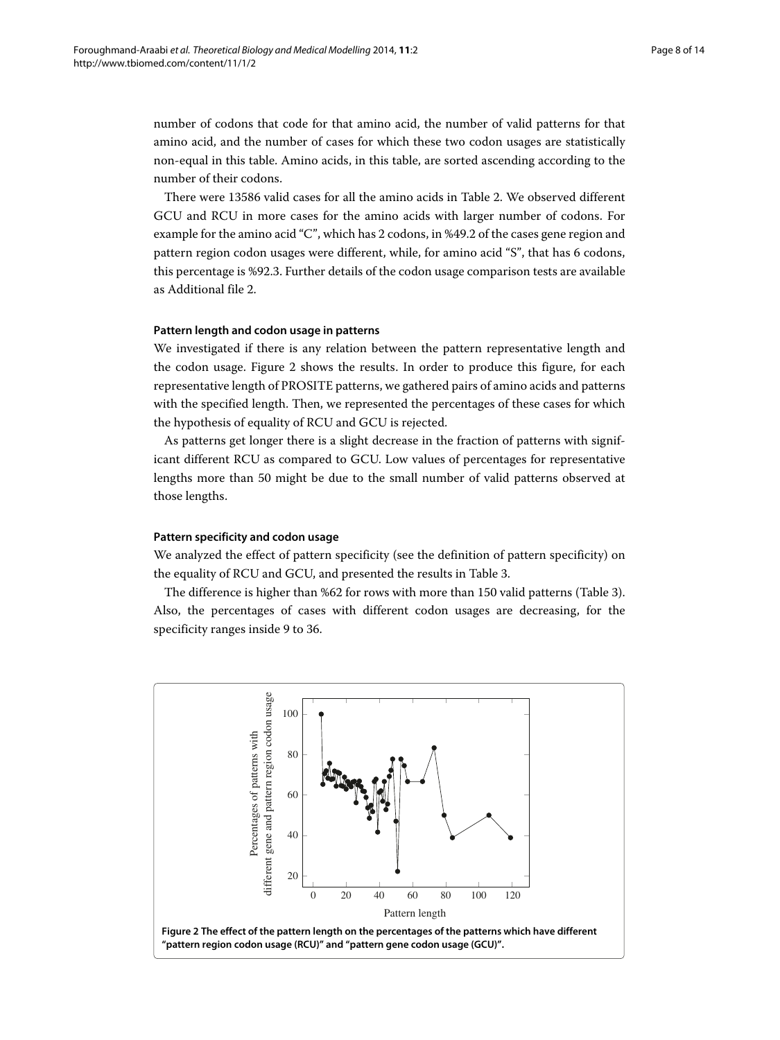number of codons that code for that amino acid, the number of valid patterns for that amino acid, and the number of cases for which these two codon usages are statistically non-equal in this table. Amino acids, in this table, are sorted ascending according to the number of their codons.

There were 13586 valid cases for all the amino acids in Table 2. We observed different GCU and RCU in more cases for the amino acids with larger number of codons. For example for the amino acid "C", which has 2 codons, in %49.2 of the cases gene region and pattern region codon usages were different, while, for amino acid "S", that has 6 codons, this percentage is %92.3. Further details of the codon usage comparison tests are available as Additional file 2.

#### Pattern length and codon usage in patterns

We investigated if there is any relation between the pattern representative length and the codon usage. Figure 2 shows the results. In order to produce this figure, for each representative length of PROSITE patterns, we gathered pairs of amino acids and patterns with the specified length. Then, we represented the percentages of these cases for which the hypothesis of equality of RCU and GCU is rejected.

As patterns get longer there is a slight decrease in the fraction of patterns with significant different RCU as compared to GCU. Low values of percentages for representative lengths more than 50 might be due to the small number of valid patterns observed at those lengths.

#### Pattern specificity and codon usage

We analyzed the effect of pattern specificity (see the definition of pattern specificity) on the equality of RCU and GCU, and presented the results in Table 3.

The difference is higher than %62 for rows with more than 150 valid patterns (Table 3). Also, the percentages of cases with different codon usages are decreasing, for the specificity ranges inside 9 to 36.

**Figure 2 The effect of the pattern length on the percentages of the patterns which have different "pattern region codon usage (RCU)" and "pattern gene codon usage (GCU)".**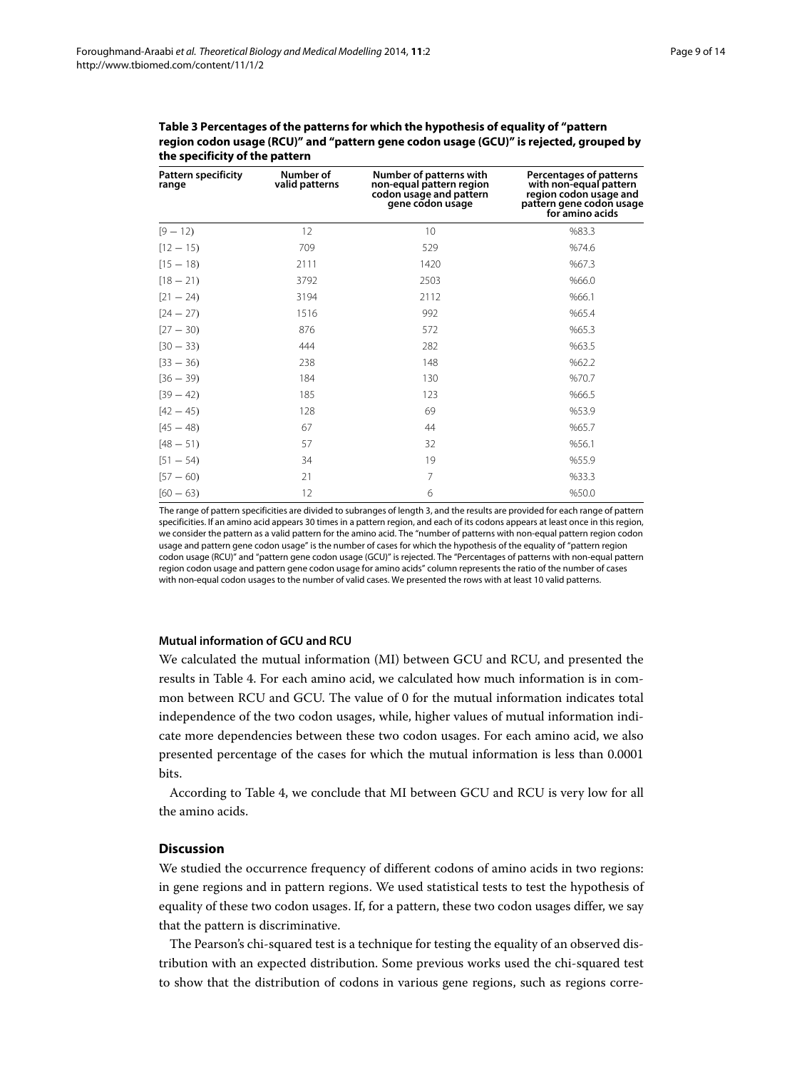**Table 3 Percentages of the patterns for which the hypothesis of equality of "pattern region codon usage (RCU)" and "pattern gene codon usage (GCU)" is rejected, grouped by the specificity of the pattern**

| Pattern specificity range | Number of valid patterns | Number of patterns with non-equal pattern region codon usage and pattern gene codon usage | Percentages of patterns with non-equal pattern region codon usage and pattern gene codon usage for amino acids |
|---|---|---|---|
| [9 − 12) | 12 | 10 | %83.3 |
| [12 − 15) | 709 | 529 | %74.6 |
| [15 − 18) | 2111 | 1420 | %67.3 |
| [18 − 21) | 3792 | 2503 | %66.0 |
| [21 − 24) | 3194 | 2112 | %66.1 |
| [24 − 27) | 1516 | 992 | %65.4 |
| [27 − 30) | 876 | 572 | %65.3 |
| [30 − 33) | 444 | 282 | %63.5 |
| [33 − 36) | 238 | 148 | %62.2 |
| [36 − 39) | 184 | 130 | %70.7 |
| [39 − 42) | 185 | 123 | %66.5 |
| [42 − 45) | 128 | 69 | %53.9 |
| [45 − 48) | 67 | 44 | %65.7 |
| [48 − 51) | 57 | 32 | %56.1 |
| [51 − 54) | 34 | 19 | %55.9 |
| [57 − 60) | 21 | 7 | %33.3 |
| [60 − 63) | 12 | 6 | %50.0 |

The range of pattern specificities are divided to subranges of length 3, and the results are provided for each range of pattern specificities. If an amino acid appears 30 times in a pattern region, and each of its codons appears at least once in this region, we consider the pattern as a valid pattern for the amino acid. The "number of patterns with non-equal pattern region codon usage and pattern gene codon usage" is the number of cases for which the hypothesis of the equality of "pattern region codon usage (RCU)" and "pattern gene codon usage (GCU)" is rejected. The "Percentages of patterns with non-equal pattern region codon usage and pattern gene codon usage for amino acids" column represents the ratio of the number of cases with non-equal codon usages to the number of valid cases. We presented the rows with at least 10 valid patterns.

#### Mutual information of GCU and RCU

We calculated the mutual information (MI) between GCU and RCU, and presented the results in Table 4. For each amino acid, we calculated how much information is in common between RCU and GCU. The value of 0 for the mutual information indicates total independence of the two codon usages, while, higher values of mutual information indicate more dependencies between these two codon usages. For each amino acid, we also presented percentage of the cases for which the mutual information is less than 0.0001 bits.

According to Table 4, we conclude that MI between GCU and RCU is very low for all the amino acids.

## Discussion

We studied the occurrence frequency of different codons of amino acids in two regions: in gene regions and in pattern regions. We used statistical tests to test the hypothesis of equality of these two codon usages. If, for a pattern, these two codon usages differ, we say that the pattern is discriminative.

The Pearson's chi-squared test is a technique for testing the equality of an observed distribution with an expected distribution. Some previous works used the chi-squared test to show that the distribution of codons in various gene regions, such as regions corre-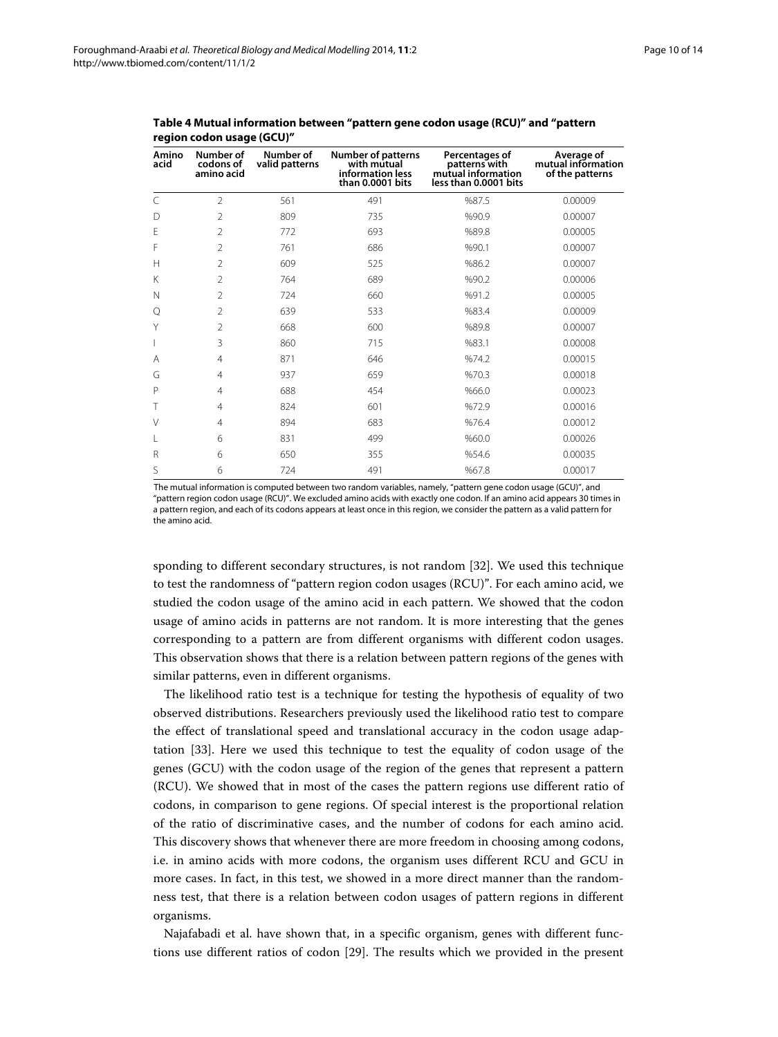**Table 4 Mutual information between "pattern gene codon usage (RCU)" and "pattern region codon usage (GCU)"**

| Amino acid | Number of codons of amino acid | Number of valid patterns | Number of patterns with mutual information less than 0.0001 bits | Percentages of patterns with mutual information less than 0.0001 bits | Average of mutual information of the patterns |
|---|---|---|---|---|---|
| C | 2 | 561 | 491 | %87.5 | 0.00009 |
| D | 2 | 809 | 735 | %90.9 | 0.00007 |
| E | 2 | 772 | 693 | %89.8 | 0.00005 |
| F | 2 | 761 | 686 | %90.1 | 0.00007 |
| H | 2 | 609 | 525 | %86.2 | 0.00007 |
| K | 2 | 764 | 689 | %90.2 | 0.00006 |
| N | 2 | 724 | 660 | %91.2 | 0.00005 |
| Q | 2 | 639 | 533 | %83.4 | 0.00009 |
| Y | 2 | 668 | 600 | %89.8 | 0.00007 |
| I | 3 | 860 | 715 | %83.1 | 0.00008 |
| A | 4 | 871 | 646 | %74.2 | 0.00015 |
| G | 4 | 937 | 659 | %70.3 | 0.00018 |
| P | 4 | 688 | 454 | %66.0 | 0.00023 |
| T | 4 | 824 | 601 | %72.9 | 0.00016 |
| V | 4 | 894 | 683 | %76.4 | 0.00012 |
| L | 6 | 831 | 499 | %60.0 | 0.00026 |
| R | 6 | 650 | 355 | %54.6 | 0.00035 |
| S | 6 | 724 | 491 | %67.8 | 0.00017 |

The mutual information is computed between two random variables, namely, "pattern gene codon usage (GCU)", and "pattern region codon usage (RCU)". We excluded amino acids with exactly one codon. If an amino acid appears 30 times in a pattern region, and each of its codons appears at least once in this region, we consider the pattern as a valid pattern for the amino acid.

sponding to different secondary structures, is not random [32]. We used this technique to test the randomness of "pattern region codon usages (RCU)". For each amino acid, we studied the codon usage of the amino acid in each pattern. We showed that the codon usage of amino acids in patterns are not random. It is more interesting that the genes corresponding to a pattern are from different organisms with different codon usages. This observation shows that there is a relation between pattern regions of the genes with similar patterns, even in different organisms.

The likelihood ratio test is a technique for testing the hypothesis of equality of two observed distributions. Researchers previously used the likelihood ratio test to compare the effect of translational speed and translational accuracy in the codon usage adaptation [33]. Here we used this technique to test the equality of codon usage of the genes (GCU) with the codon usage of the region of the genes that represent a pattern (RCU). We showed that in most of the cases the pattern regions use different ratio of codons, in comparison to gene regions. Of special interest is the proportional relation of the ratio of discriminative cases, and the number of codons for each amino acid. This discovery shows that whenever there are more freedom in choosing among codons, i.e. in amino acids with more codons, the organism uses different RCU and GCU in more cases. In fact, in this test, we showed in a more direct manner than the randomness test, that there is a relation between codon usages of pattern regions in different organisms.

Najafabadi et al. have shown that, in a specific organism, genes with different functions use different ratios of codon [29]. The results which we provided in the present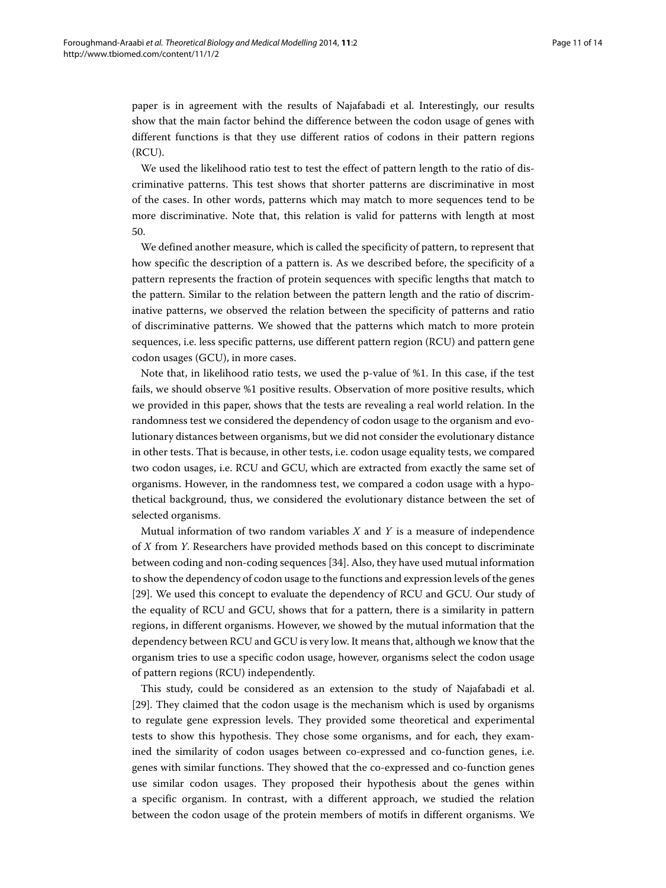paper is in agreement with the results of Najafabadi et al. Interestingly, our results show that the main factor behind the difference between the codon usage of genes with different functions is that they use different ratios of codons in their pattern regions (RCU).

We used the likelihood ratio test to test the effect of pattern length to the ratio of discriminative patterns. This test shows that shorter patterns are discriminative in most of the cases. In other words, patterns which may match to more sequences tend to be more discriminative. Note that, this relation is valid for patterns with length at most 50.

We defined another measure, which is called the specificity of pattern, to represent that how specific the description of a pattern is. As we described before, the specificity of a pattern represents the fraction of protein sequences with specific lengths that match to the pattern. Similar to the relation between the pattern length and the ratio of discriminative patterns, we observed the relation between the specificity of patterns and ratio of discriminative patterns. We showed that the patterns which match to more protein sequences, i.e. less specific patterns, use different pattern region (RCU) and pattern gene codon usages (GCU), in more cases.

Note that, in likelihood ratio tests, we used the p-value of %1. In this case, if the test fails, we should observe %1 positive results. Observation of more positive results, which we provided in this paper, shows that the tests are revealing a real world relation. In the randomness test we considered the dependency of codon usage to the organism and evolutionary distances between organisms, but we did not consider the evolutionary distance in other tests. That is because, in other tests, i.e. codon usage equality tests, we compared two codon usages, i.e. RCU and GCU, which are extracted from exactly the same set of organisms. However, in the randomness test, we compared a codon usage with a hypothetical background, thus, we considered the evolutionary distance between the set of selected organisms.

Mutual information of two random variables $X$ and $Y$ is a measure of independence of $X$ from $Y$. Researchers have provided methods based on this concept to discriminate between coding and non-coding sequences [34]. Also, they have used mutual information to show the dependency of codon usage to the functions and expression levels of the genes [29]. We used this concept to evaluate the dependency of RCU and GCU. Our study of the equality of RCU and GCU, shows that for a pattern, there is a similarity in pattern regions, in different organisms. However, we showed by the mutual information that the dependency between RCU and GCU is very low. It means that, although we know that the organism tries to use a specific codon usage, however, organisms select the codon usage of pattern regions (RCU) independently.

This study, could be considered as an extension to the study of Najafabadi et al. [29]. They claimed that the codon usage is the mechanism which is used by organisms to regulate gene expression levels. They provided some theoretical and experimental tests to show this hypothesis. They chose some organisms, and for each, they examined the similarity of codon usages between co-expressed and co-function genes, i.e. genes with similar functions. They showed that the co-expressed and co-function genes use similar codon usages. They proposed their hypothesis about the genes within a specific organism. In contrast, with a different approach, we studied the relation between the codon usage of the protein members of motifs in different organisms. We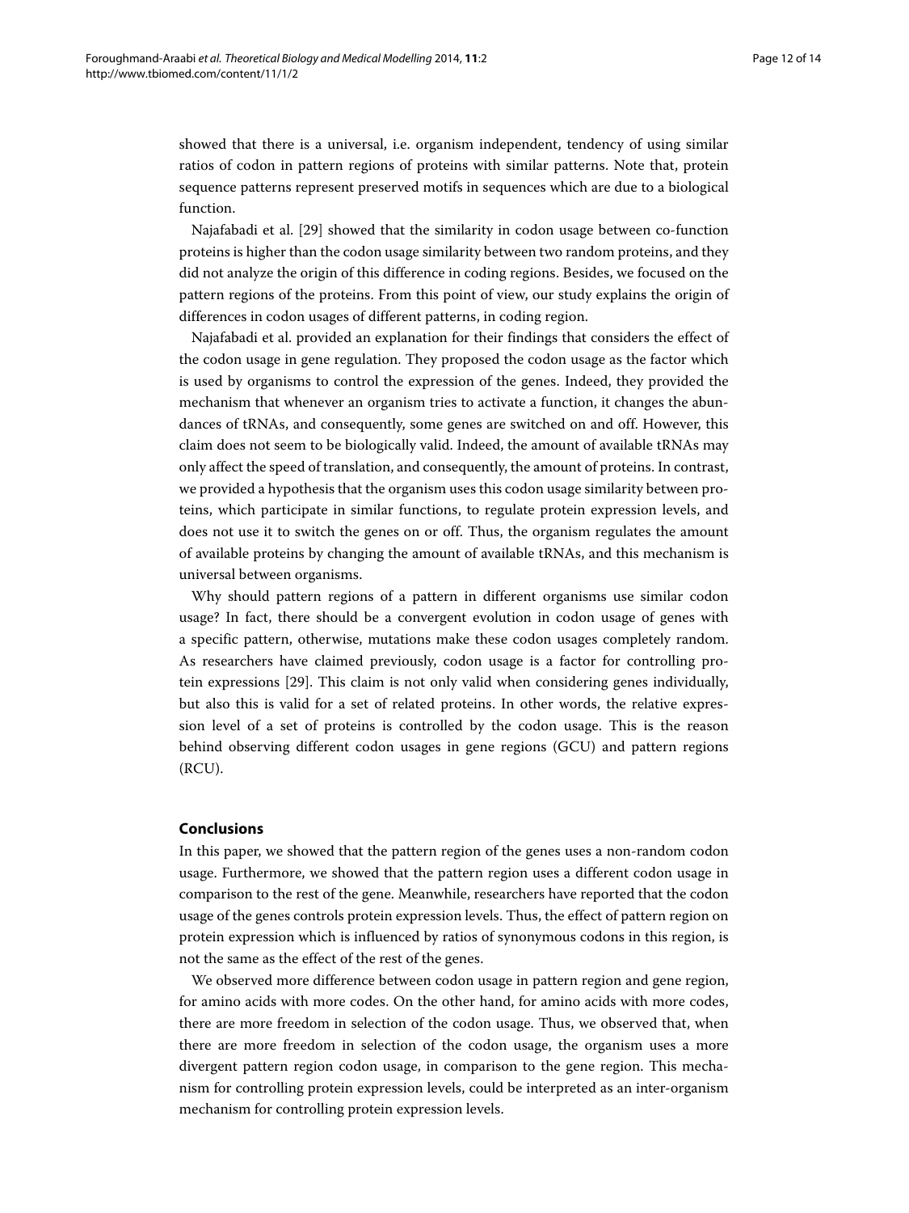showed that there is a universal, i.e. organism independent, tendency of using similar ratios of codon in pattern regions of proteins with similar patterns. Note that, protein sequence patterns represent preserved motifs in sequences which are due to a biological function.

Najafabadi et al. [29] showed that the similarity in codon usage between co-function proteins is higher than the codon usage similarity between two random proteins, and they did not analyze the origin of this difference in coding regions. Besides, we focused on the pattern regions of the proteins. From this point of view, our study explains the origin of differences in codon usages of different patterns, in coding region.

Najafabadi et al. provided an explanation for their findings that considers the effect of the codon usage in gene regulation. They proposed the codon usage as the factor which is used by organisms to control the expression of the genes. Indeed, they provided the mechanism that whenever an organism tries to activate a function, it changes the abundances of tRNAs, and consequently, some genes are switched on and off. However, this claim does not seem to be biologically valid. Indeed, the amount of available tRNAs may only affect the speed of translation, and consequently, the amount of proteins. In contrast, we provided a hypothesis that the organism uses this codon usage similarity between proteins, which participate in similar functions, to regulate protein expression levels, and does not use it to switch the genes on or off. Thus, the organism regulates the amount of available proteins by changing the amount of available tRNAs, and this mechanism is universal between organisms.

Why should pattern regions of a pattern in different organisms use similar codon usage? In fact, there should be a convergent evolution in codon usage of genes with a specific pattern, otherwise, mutations make these codon usages completely random. As researchers have claimed previously, codon usage is a factor for controlling protein expressions [29]. This claim is not only valid when considering genes individually, but also this is valid for a set of related proteins. In other words, the relative expression level of a set of proteins is controlled by the codon usage. This is the reason behind observing different codon usages in gene regions (GCU) and pattern regions (RCU).

## Conclusions

In this paper, we showed that the pattern region of the genes uses a non-random codon usage. Furthermore, we showed that the pattern region uses a different codon usage in comparison to the rest of the gene. Meanwhile, researchers have reported that the codon usage of the genes controls protein expression levels. Thus, the effect of pattern region on protein expression which is influenced by ratios of synonymous codons in this region, is not the same as the effect of the rest of the genes.

We observed more difference between codon usage in pattern region and gene region, for amino acids with more codes. On the other hand, for amino acids with more codes, there are more freedom in selection of the codon usage. Thus, we observed that, when there are more freedom in selection of the codon usage, the organism uses a more divergent pattern region codon usage, in comparison to the gene region. This mechanism for controlling protein expression levels, could be interpreted as an inter-organism mechanism for controlling protein expression levels.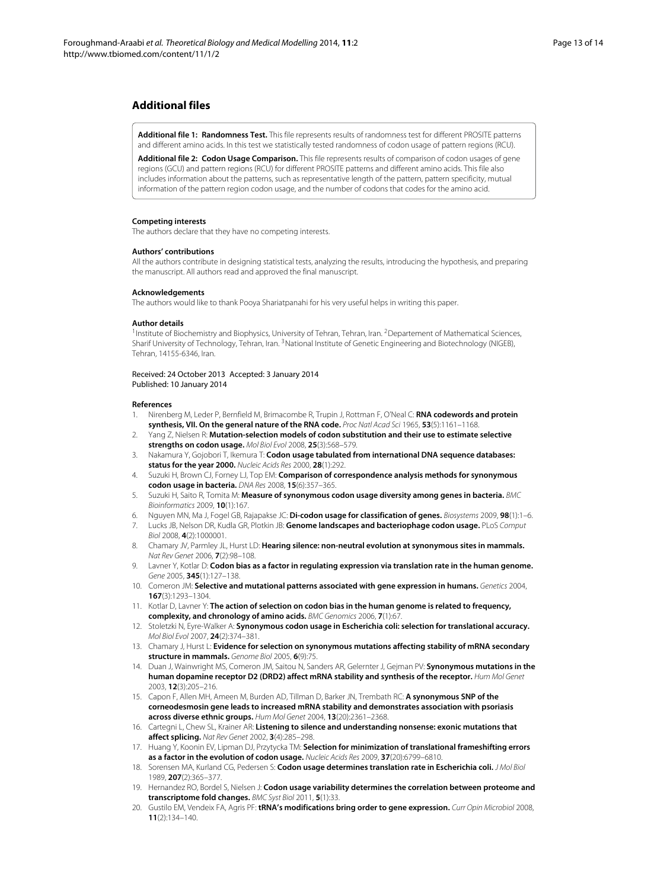## Additional files

**Additional file 1: Randomness Test.** This file represents results of randomness test for different PROSITE patterns and different amino acids. In this test we statistically tested randomness of codon usage of pattern regions (RCU).

**Additional file 2: Codon Usage Comparison.** This file represents results of comparison of codon usages of gene regions (GCU) and pattern regions (RCU) for different PROSITE patterns and different amino acids. This file also includes information about the patterns, such as representative length of the pattern, pattern specificity, mutual information of the pattern region codon usage, and the number of codons that codes for the amino acid.

#### Competing interests

The authors declare that they have no competing interests.

#### Authors' contributions

All the authors contribute in designing statistical tests, analyzing the results, introducing the hypothesis, and preparing the manuscript. All authors read and approved the final manuscript.

#### Acknowledgements

The authors would like to thank Pooya Shariatpanahi for his very useful helps in writing this paper.

#### Author details

[1]Institute of Biochemistry and Biophysics, University of Tehran, Tehran, Iran. [2]Departement of Mathematical Sciences, Sharif University of Technology, Tehran, Iran. [3]National Institute of Genetic Engineering and Biotechnology (NIGEB), Tehran, 14155-6346, Iran.

Received: 24 October 2013 Accepted: 3 January 2014
Published: 10 January 2014

#### References

1. Nirenberg M, Leder P, Bernfield M, Brimacombe R, Trupin J, Rottman F, O'Neal C: **RNA codewords and protein synthesis, VII. On the general nature of the RNA code.** *Proc Natl Acad Sci* 1965, **53**(5):1161–1168.
2. Yang Z, Nielsen R: **Mutation-selection models of codon substitution and their use to estimate selective strengths on codon usage.** *Mol Biol Evol* 2008, **25**(3):568–579.
3. Nakamura Y, Gojobori T, Ikemura T: **Codon usage tabulated from international DNA sequence databases: status for the year 2000.** *Nucleic Acids Res* 2000, **28**(1):292.
4. Suzuki H, Brown CJ, Forney LJ, Top EM: **Comparison of correspondence analysis methods for synonymous codon usage in bacteria.** *DNA Res* 2008, **15**(6):357–365.
5. Suzuki H, Saito R, Tomita M: **Measure of synonymous codon usage diversity among genes in bacteria.** *BMC Bioinformatics* 2009, **10**(1):167.
6. Nguyen MN, Ma J, Fogel GB, Rajapakse JC: **Di-codon usage for classification of genes.** *Biosystems* 2009, **98**(1):1–6.
7. Lucks JB, Nelson DR, Kudla GR, Plotkin JB: **Genome landscapes and bacteriophage codon usage.** PLoS *Comput Biol* 2008, **4**(2):1000001.
8. Chamary JV, Parmley JL, Hurst LD: **Hearing silence: non-neutral evolution at synonymous sites in mammals.** *Nat Rev Genet* 2006, **7**(2):98–108.
9. Lavner Y, Kotlar D: **Codon bias as a factor in regulating expression via translation rate in the human genome.** *Gene* 2005, **345**(1):127–138.
10. Comeron JM: **Selective and mutational patterns associated with gene expression in humans.** *Genetics* 2004, **167**(3):1293–1304.
11. Kotlar D, Lavner Y: **The action of selection on codon bias in the human genome is related to frequency, complexity, and chronology of amino acids.** *BMC Genomics* 2006, **7**(1):67.
12. Stoletzki N, Eyre-Walker A: **Synonymous codon usage in Escherichia coli: selection for translational accuracy.** *Mol Biol Evol* 2007, **24**(2):374–381.
13. Chamary J, Hurst L: **Evidence for selection on synonymous mutations affecting stability of mRNA secondary structure in mammals.** *Genome Biol* 2005, **6**(9):75.
14. Duan J, Wainwright MS, Comeron JM, Saitou N, Sanders AR, Gelernter J, Gejman PV: **Synonymous mutations in the human dopamine receptor D2 (DRD2) affect mRNA stability and synthesis of the receptor.** *Hum Mol Genet* 2003, **12**(3):205–216.
15. Capon F, Allen MH, Ameen M, Burden AD, Tillman D, Barker JN, Trembath RC: **A synonymous SNP of the corneodesmosin gene leads to increased mRNA stability and demonstrates association with psoriasis across diverse ethnic groups.** *Hum Mol Genet* 2004, **13**(20):2361–2368.
16. Cartegni L, Chew SL, Krainer AR: **Listening to silence and understanding nonsense: exonic mutations that affect splicing.** *Nat Rev Genet* 2002, **3**(4):285–298.
17. Huang Y, Koonin EV, Lipman DJ, Przytycka TM: **Selection for minimization of translational frameshifting errors as a factor in the evolution of codon usage.** *Nucleic Acids Res* 2009, **37**(20):6799–6810.
18. Sorensen MA, Kurland CG, Pedersen S: **Codon usage determines translation rate in Escherichia coli.** *J Mol Biol* 1989, **207**(2):365–377.
19. Hernandez RO, Bordel S, Nielsen J: **Codon usage variability determines the correlation between proteome and transcriptome fold changes.** *BMC Syst Biol* 2011, **5**(1):33.
20. Gustilo EM, Vendeix FA, Agris PF: **tRNA's modifications bring order to gene expression.** *Curr Opin Microbiol* 2008, **11**(2):134–140.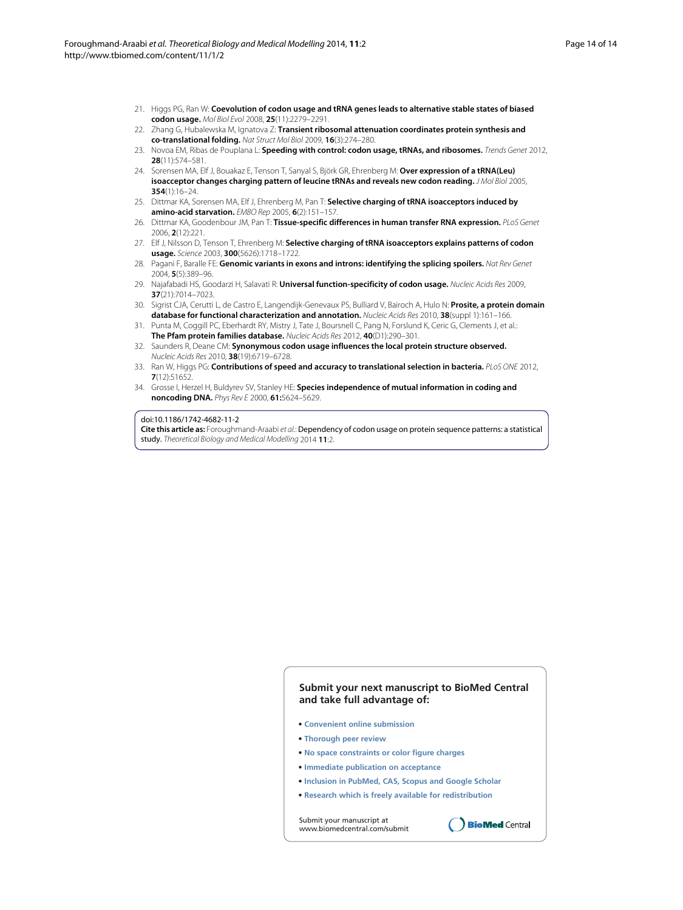21. Higgs PG, Ran W: **Coevolution of codon usage and tRNA genes leads to alternative stable states of biased codon usage.** *Mol Biol Evol* 2008, **25**(11):2279–2291.
22. Zhang G, Hubalewska M, Ignatova Z: **Transient ribosomal attenuation coordinates protein synthesis and co-translational folding.** *Nat Struct Mol Biol* 2009, **16**(3):274–280.
23. Novoa EM, Ribas de Pouplana L: **Speeding with control: codon usage, tRNAs, and ribosomes.** *Trends Genet* 2012, **28**(11):574–581.
24. Sorensen MA, Elf J, Bouakaz E, Tenson T, Sanyal S, Björk GR, Ehrenberg M: **Over expression of a tRNA(Leu) isoacceptor changes charging pattern of leucine tRNAs and reveals new codon reading.** *J Mol Biol* 2005, **354**(1):16–24.
25. Dittmar KA, Sorensen MA, Elf J, Ehrenberg M, Pan T: **Selective charging of tRNA isoacceptors induced by amino-acid starvation.** *EMBO Rep* 2005, **6**(2):151–157.
26. Dittmar KA, Goodenbour JM, Pan T: **Tissue-specific differences in human transfer RNA expression.** *PLoS Genet* 2006, **2**(12):221.
27. Elf J, Nilsson D, Tenson T, Ehrenberg M: **Selective charging of tRNA isoacceptors explains patterns of codon usage.** *Science* 2003, **300**(5626):1718–1722.
28. Pagani F, Baralle FE: **Genomic variants in exons and introns: identifying the splicing spoilers.** *Nat Rev Genet* 2004, **5**(5):389–96.
29. Najafabadi HS, Goodarzi H, Salavati R: **Universal function-specificity of codon usage.** *Nucleic Acids Res* 2009, **37**(21):7014–7023.
30. Sigrist CJA, Cerutti L, de Castro E, Langendijk-Genevaux PS, Bulliard V, Bairoch A, Hulo N: **Prosite, a protein domain database for functional characterization and annotation.** *Nucleic Acids Res* 2010, **38**(suppl 1):161–166.
31. Punta M, Coggill PC, Eberhardt RY, Mistry J, Tate J, Boursnell C, Pang N, Forslund K, Ceric G, Clements J, et al.: **The Pfam protein families database.** *Nucleic Acids Res* 2012, **40**(D1):290–301.
32. Saunders R, Deane CM: **Synonymous codon usage influences the local protein structure observed.** *Nucleic Acids Res* 2010, **38**(19):6719–6728.
33. Ran W, Higgs PG: **Contributions of speed and accuracy to translational selection in bacteria.** *PLoS ONE* 2012, **7**(12):51652.
34. Grosse I, Herzel H, Buldyrev SV, Stanley HE: **Species independence of mutual information in coding and noncoding DNA.** *Phys Rev E* 2000, **61:**5624–5629.

doi:10.1186/1742-4682-11-2
**Cite this article as:** Foroughmand-Araabi *et al.*: Dependency of codon usage on protein sequence patterns: a statistical study. *Theoretical Biology and Medical Modelling* 2014 **11**:2.

**Submit your next manuscript to BioMed Central and take full advantage of:**

- **Convenient online submission**
- **Thorough peer review**
- **No space constraints or color figure charges**
- **Immediate publication on acceptance**
- **Inclusion in PubMed, CAS, Scopus and Google Scholar**
- **Research which is freely available for redistribution**

Submit your manuscript at
www.biomedcentral.com/submit

BioMed Central